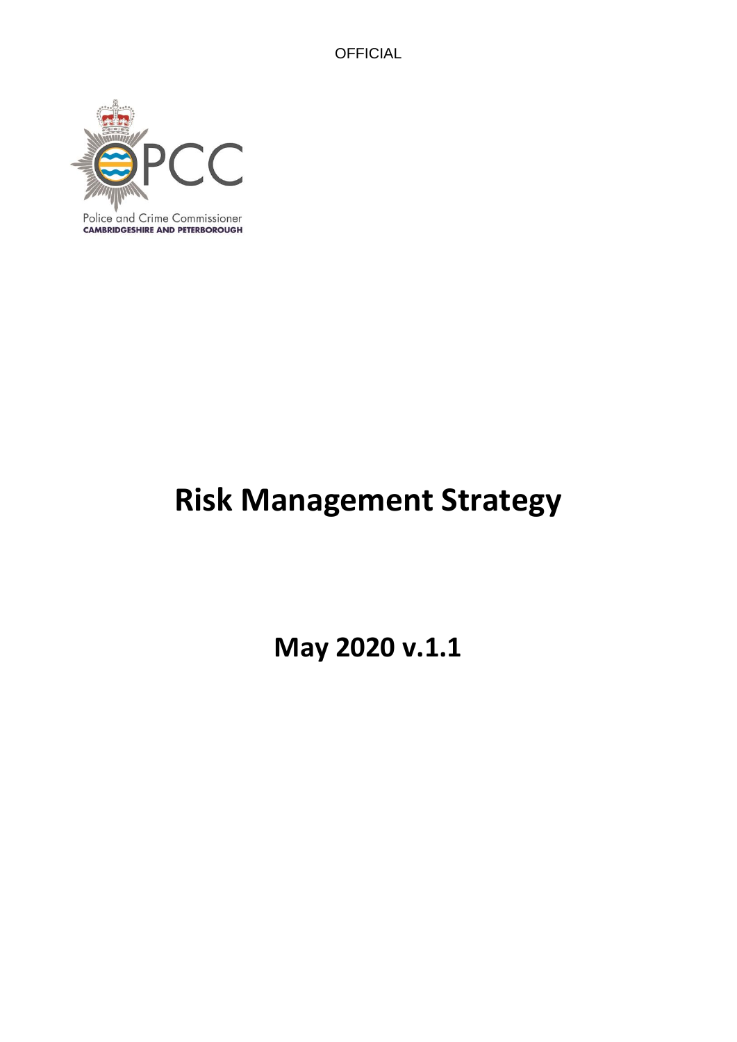OFFICIAL

Police and Crime Commissioner
**CAMBRIDGESHIRE AND PETERBOROUGH**

# Risk Management Strategy

## May 2020 v.1.1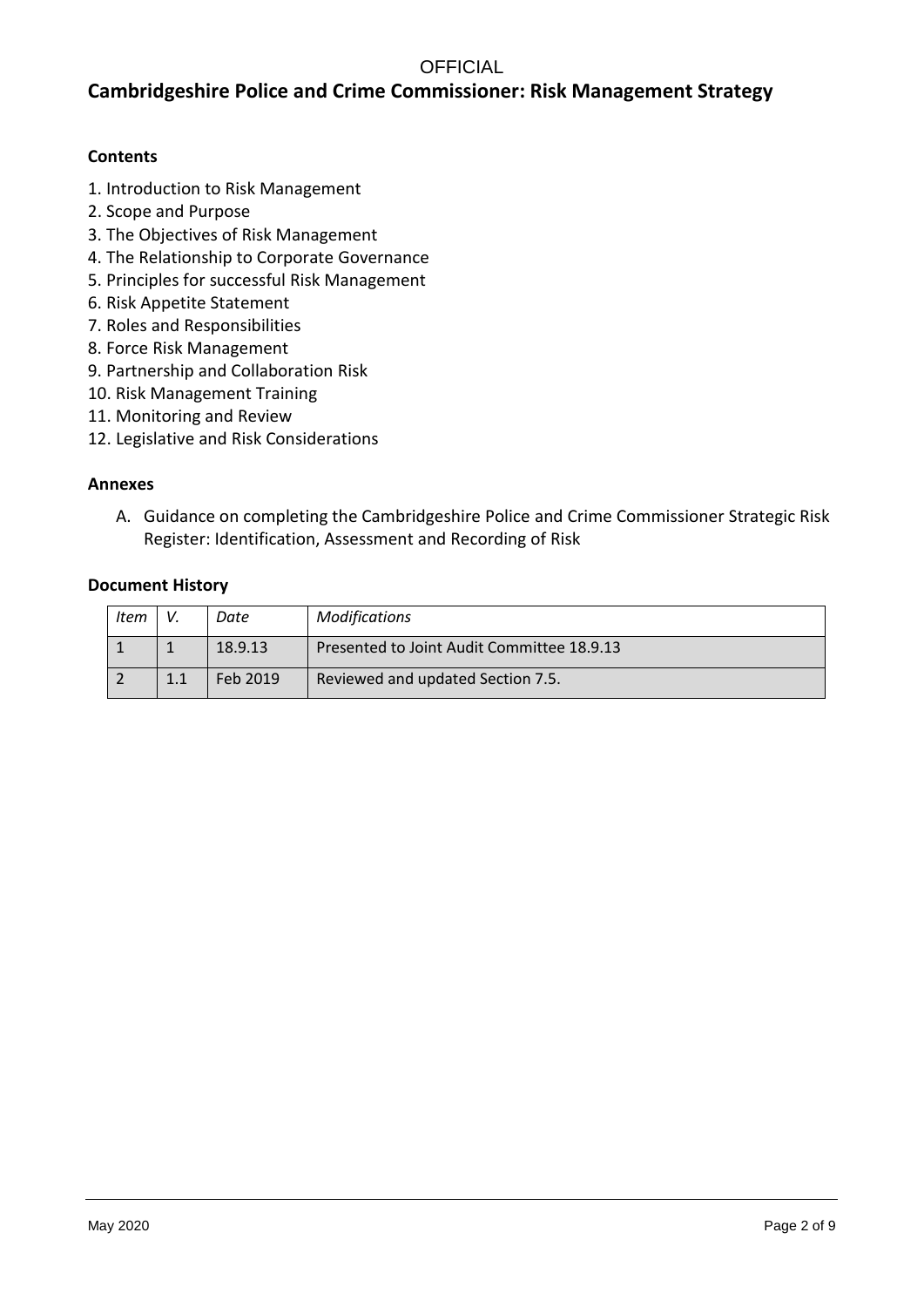# Cambridgeshire Police and Crime Commissioner: Risk Management Strategy

**Contents**

1. Introduction to Risk Management
2. Scope and Purpose
3. The Objectives of Risk Management
4. The Relationship to Corporate Governance
5. Principles for successful Risk Management
6. Risk Appetite Statement
7. Roles and Responsibilities
8. Force Risk Management
9. Partnership and Collaboration Risk
10. Risk Management Training
11. Monitoring and Review
12. Legislative and Risk Considerations

**Annexes**

A. Guidance on completing the Cambridgeshire Police and Crime Commissioner Strategic Risk Register: Identification, Assessment and Recording of Risk

**Document History**

| *Item* | *V.* | *Date* | *Modifications* |
|---|---|---|---|
| 1 | 1 | 18.9.13 | Presented to Joint Audit Committee 18.9.13 |
| 2 | 1.1 | Feb 2019 | Reviewed and updated Section 7.5. |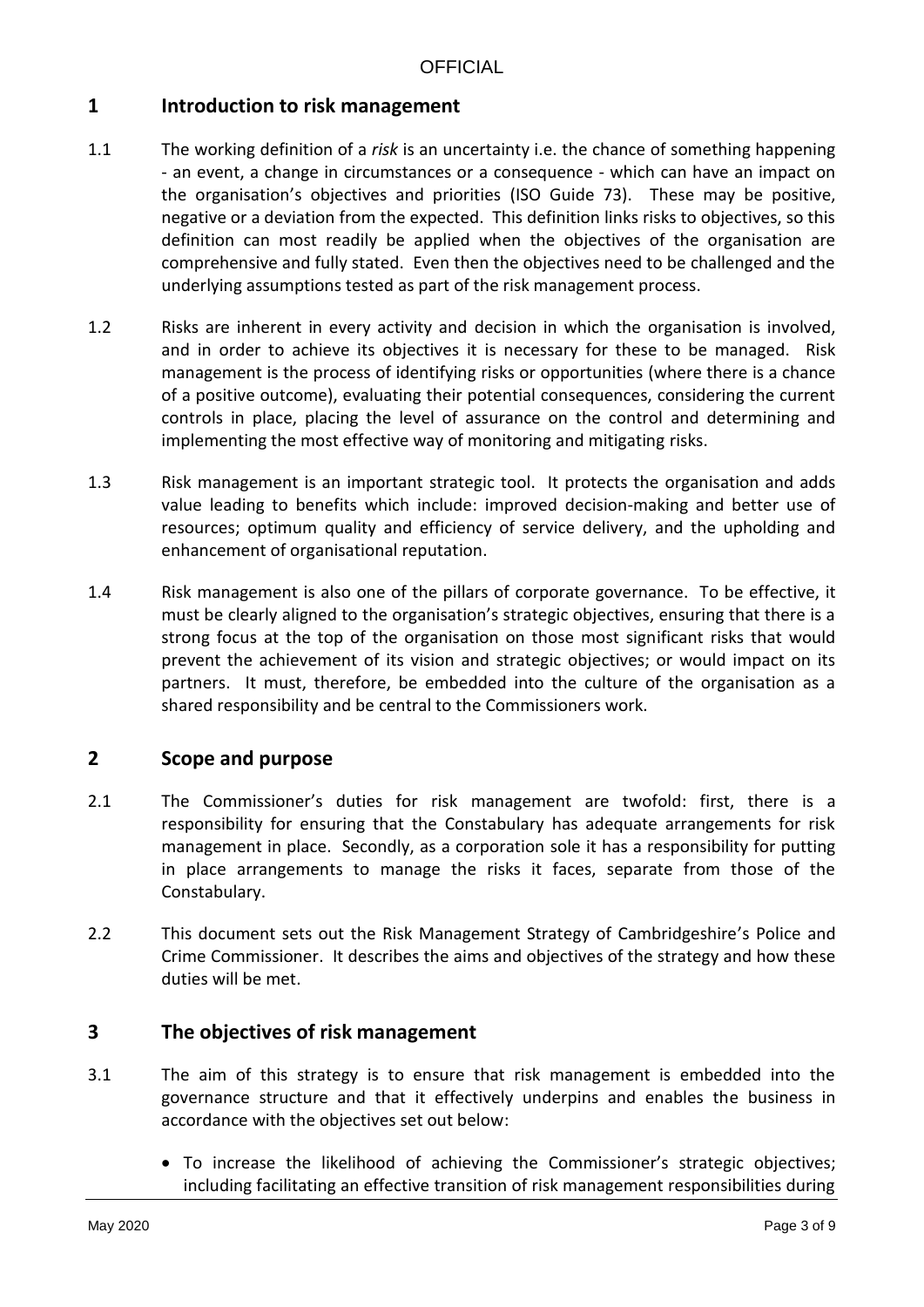## 1 Introduction to risk management

1.1 The working definition of a *risk* is an uncertainty i.e. the chance of something happening - an event, a change in circumstances or a consequence - which can have an impact on the organisation's objectives and priorities (ISO Guide 73). These may be positive, negative or a deviation from the expected. This definition links risks to objectives, so this definition can most readily be applied when the objectives of the organisation are comprehensive and fully stated. Even then the objectives need to be challenged and the underlying assumptions tested as part of the risk management process.

1.2 Risks are inherent in every activity and decision in which the organisation is involved, and in order to achieve its objectives it is necessary for these to be managed. Risk management is the process of identifying risks or opportunities (where there is a chance of a positive outcome), evaluating their potential consequences, considering the current controls in place, placing the level of assurance on the control and determining and implementing the most effective way of monitoring and mitigating risks.

1.3 Risk management is an important strategic tool. It protects the organisation and adds value leading to benefits which include: improved decision-making and better use of resources; optimum quality and efficiency of service delivery, and the upholding and enhancement of organisational reputation.

1.4 Risk management is also one of the pillars of corporate governance. To be effective, it must be clearly aligned to the organisation's strategic objectives, ensuring that there is a strong focus at the top of the organisation on those most significant risks that would prevent the achievement of its vision and strategic objectives; or would impact on its partners. It must, therefore, be embedded into the culture of the organisation as a shared responsibility and be central to the Commissioners work.

## 2 Scope and purpose

2.1 The Commissioner's duties for risk management are twofold: first, there is a responsibility for ensuring that the Constabulary has adequate arrangements for risk management in place. Secondly, as a corporation sole it has a responsibility for putting in place arrangements to manage the risks it faces, separate from those of the Constabulary.

2.2 This document sets out the Risk Management Strategy of Cambridgeshire's Police and Crime Commissioner. It describes the aims and objectives of the strategy and how these duties will be met.

## 3 The objectives of risk management

3.1 The aim of this strategy is to ensure that risk management is embedded into the governance structure and that it effectively underpins and enables the business in accordance with the objectives set out below:

- To increase the likelihood of achieving the Commissioner's strategic objectives; including facilitating an effective transition of risk management responsibilities during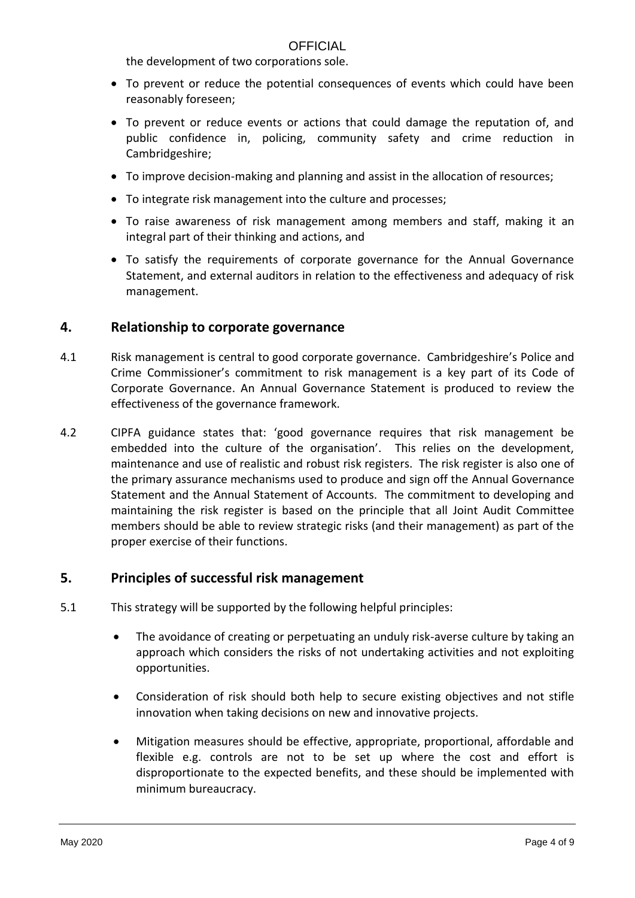the development of two corporations sole.

- To prevent or reduce the potential consequences of events which could have been reasonably foreseen;
- To prevent or reduce events or actions that could damage the reputation of, and public confidence in, policing, community safety and crime reduction in Cambridgeshire;
- To improve decision-making and planning and assist in the allocation of resources;
- To integrate risk management into the culture and processes;
- To raise awareness of risk management among members and staff, making it an integral part of their thinking and actions, and
- To satisfy the requirements of corporate governance for the Annual Governance Statement, and external auditors in relation to the effectiveness and adequacy of risk management.

## 4. Relationship to corporate governance

4.1 Risk management is central to good corporate governance. Cambridgeshire's Police and Crime Commissioner's commitment to risk management is a key part of its Code of Corporate Governance. An Annual Governance Statement is produced to review the effectiveness of the governance framework.

4.2 CIPFA guidance states that: 'good governance requires that risk management be embedded into the culture of the organisation'. This relies on the development, maintenance and use of realistic and robust risk registers. The risk register is also one of the primary assurance mechanisms used to produce and sign off the Annual Governance Statement and the Annual Statement of Accounts. The commitment to developing and maintaining the risk register is based on the principle that all Joint Audit Committee members should be able to review strategic risks (and their management) as part of the proper exercise of their functions.

## 5. Principles of successful risk management

5.1 This strategy will be supported by the following helpful principles:

- The avoidance of creating or perpetuating an unduly risk-averse culture by taking an approach which considers the risks of not undertaking activities and not exploiting opportunities.
- Consideration of risk should both help to secure existing objectives and not stifle innovation when taking decisions on new and innovative projects.
- Mitigation measures should be effective, appropriate, proportional, affordable and flexible e.g. controls are not to be set up where the cost and effort is disproportionate to the expected benefits, and these should be implemented with minimum bureaucracy.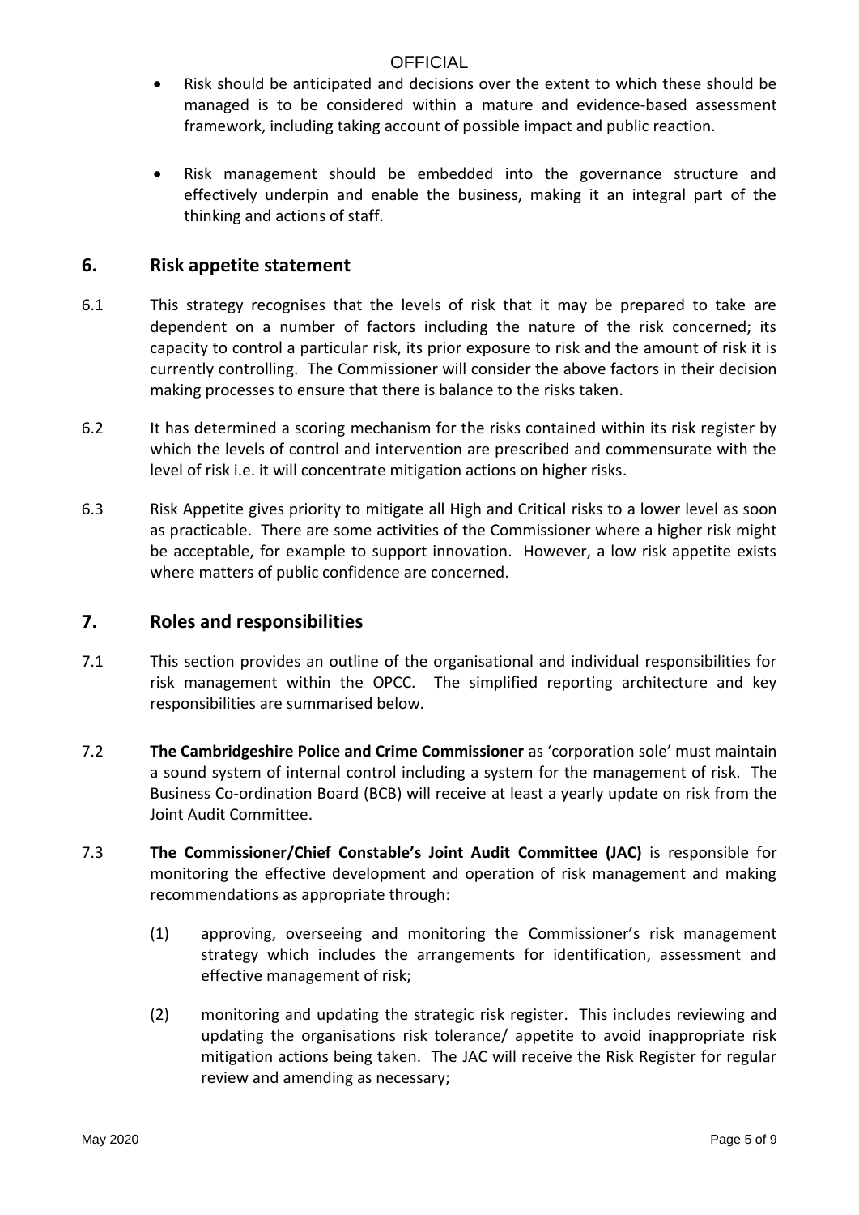- Risk should be anticipated and decisions over the extent to which these should be managed is to be considered within a mature and evidence-based assessment framework, including taking account of possible impact and public reaction.

- Risk management should be embedded into the governance structure and effectively underpin and enable the business, making it an integral part of the thinking and actions of staff.

## 6. Risk appetite statement

6.1 This strategy recognises that the levels of risk that it may be prepared to take are dependent on a number of factors including the nature of the risk concerned; its capacity to control a particular risk, its prior exposure to risk and the amount of risk it is currently controlling. The Commissioner will consider the above factors in their decision making processes to ensure that there is balance to the risks taken.

6.2 It has determined a scoring mechanism for the risks contained within its risk register by which the levels of control and intervention are prescribed and commensurate with the level of risk i.e. it will concentrate mitigation actions on higher risks.

6.3 Risk Appetite gives priority to mitigate all High and Critical risks to a lower level as soon as practicable. There are some activities of the Commissioner where a higher risk might be acceptable, for example to support innovation. However, a low risk appetite exists where matters of public confidence are concerned.

## 7. Roles and responsibilities

7.1 This section provides an outline of the organisational and individual responsibilities for risk management within the OPCC. The simplified reporting architecture and key responsibilities are summarised below.

7.2 **The Cambridgeshire Police and Crime Commissioner** as 'corporation sole' must maintain a sound system of internal control including a system for the management of risk. The Business Co-ordination Board (BCB) will receive at least a yearly update on risk from the Joint Audit Committee.

7.3 **The Commissioner/Chief Constable's Joint Audit Committee (JAC)** is responsible for monitoring the effective development and operation of risk management and making recommendations as appropriate through:

(1) approving, overseeing and monitoring the Commissioner's risk management strategy which includes the arrangements for identification, assessment and effective management of risk;

(2) monitoring and updating the strategic risk register. This includes reviewing and updating the organisations risk tolerance/ appetite to avoid inappropriate risk mitigation actions being taken. The JAC will receive the Risk Register for regular review and amending as necessary;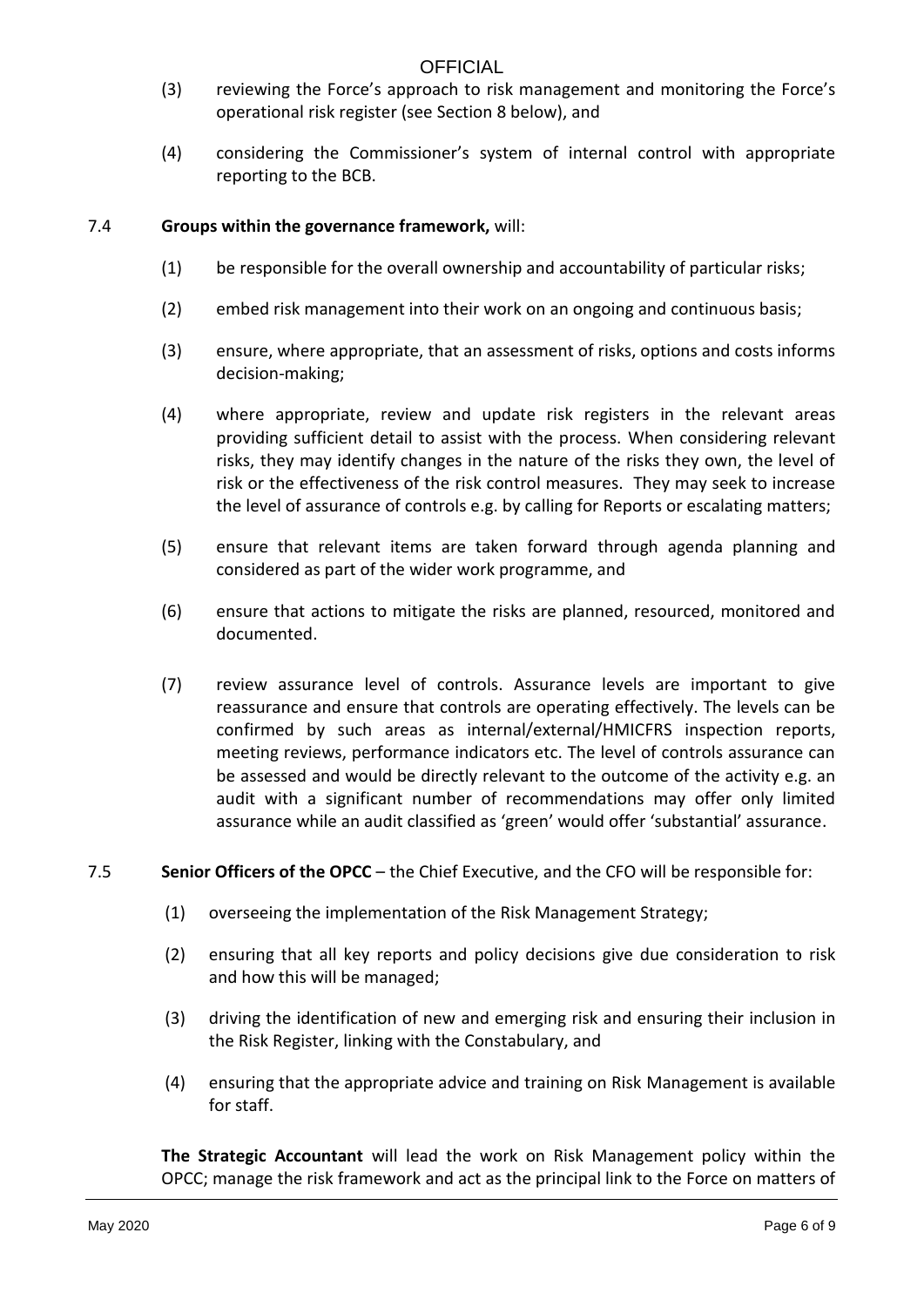(3) reviewing the Force's approach to risk management and monitoring the Force's operational risk register (see Section 8 below), and

(4) considering the Commissioner's system of internal control with appropriate reporting to the BCB.

7.4 **Groups within the governance framework,** will:

(1) be responsible for the overall ownership and accountability of particular risks;

(2) embed risk management into their work on an ongoing and continuous basis;

(3) ensure, where appropriate, that an assessment of risks, options and costs informs decision-making;

(4) where appropriate, review and update risk registers in the relevant areas providing sufficient detail to assist with the process. When considering relevant risks, they may identify changes in the nature of the risks they own, the level of risk or the effectiveness of the risk control measures. They may seek to increase the level of assurance of controls e.g. by calling for Reports or escalating matters;

(5) ensure that relevant items are taken forward through agenda planning and considered as part of the wider work programme, and

(6) ensure that actions to mitigate the risks are planned, resourced, monitored and documented.

(7) review assurance level of controls. Assurance levels are important to give reassurance and ensure that controls are operating effectively. The levels can be confirmed by such areas as internal/external/HMICFRS inspection reports, meeting reviews, performance indicators etc. The level of controls assurance can be assessed and would be directly relevant to the outcome of the activity e.g. an audit with a significant number of recommendations may offer only limited assurance while an audit classified as 'green' would offer 'substantial' assurance.

7.5 **Senior Officers of the OPCC** – the Chief Executive, and the CFO will be responsible for:

(1) overseeing the implementation of the Risk Management Strategy;

(2) ensuring that all key reports and policy decisions give due consideration to risk and how this will be managed;

(3) driving the identification of new and emerging risk and ensuring their inclusion in the Risk Register, linking with the Constabulary, and

(4) ensuring that the appropriate advice and training on Risk Management is available for staff.

**The Strategic Accountant** will lead the work on Risk Management policy within the OPCC; manage the risk framework and act as the principal link to the Force on matters of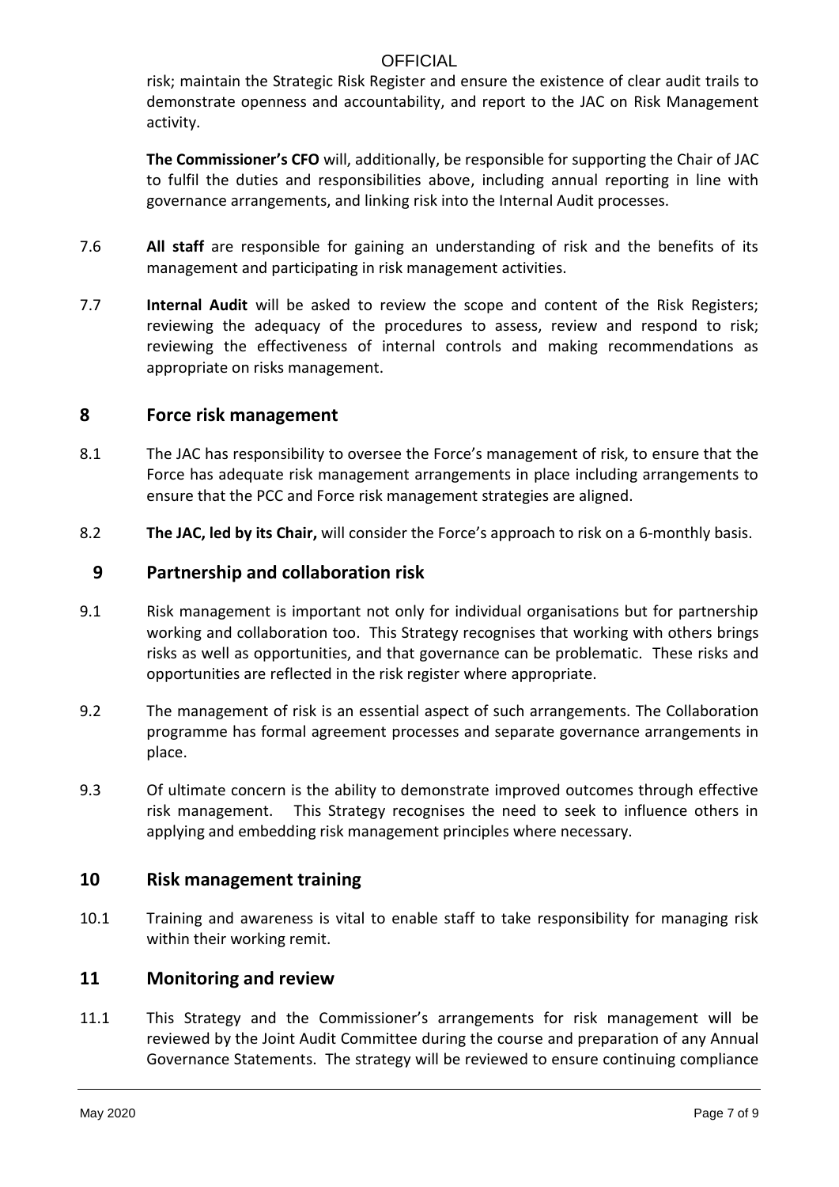risk; maintain the Strategic Risk Register and ensure the existence of clear audit trails to demonstrate openness and accountability, and report to the JAC on Risk Management activity.

**The Commissioner's CFO** will, additionally, be responsible for supporting the Chair of JAC to fulfil the duties and responsibilities above, including annual reporting in line with governance arrangements, and linking risk into the Internal Audit processes.

7.6 **All staff** are responsible for gaining an understanding of risk and the benefits of its management and participating in risk management activities.

7.7 **Internal Audit** will be asked to review the scope and content of the Risk Registers; reviewing the adequacy of the procedures to assess, review and respond to risk; reviewing the effectiveness of internal controls and making recommendations as appropriate on risks management.

## 8 Force risk management

8.1 The JAC has responsibility to oversee the Force's management of risk, to ensure that the Force has adequate risk management arrangements in place including arrangements to ensure that the PCC and Force risk management strategies are aligned.

8.2 **The JAC, led by its Chair,** will consider the Force's approach to risk on a 6-monthly basis.

## 9 Partnership and collaboration risk

9.1 Risk management is important not only for individual organisations but for partnership working and collaboration too. This Strategy recognises that working with others brings risks as well as opportunities, and that governance can be problematic. These risks and opportunities are reflected in the risk register where appropriate.

9.2 The management of risk is an essential aspect of such arrangements. The Collaboration programme has formal agreement processes and separate governance arrangements in place.

9.3 Of ultimate concern is the ability to demonstrate improved outcomes through effective risk management. This Strategy recognises the need to seek to influence others in applying and embedding risk management principles where necessary.

## 10 Risk management training

10.1 Training and awareness is vital to enable staff to take responsibility for managing risk within their working remit.

## 11 Monitoring and review

11.1 This Strategy and the Commissioner's arrangements for risk management will be reviewed by the Joint Audit Committee during the course and preparation of any Annual Governance Statements. The strategy will be reviewed to ensure continuing compliance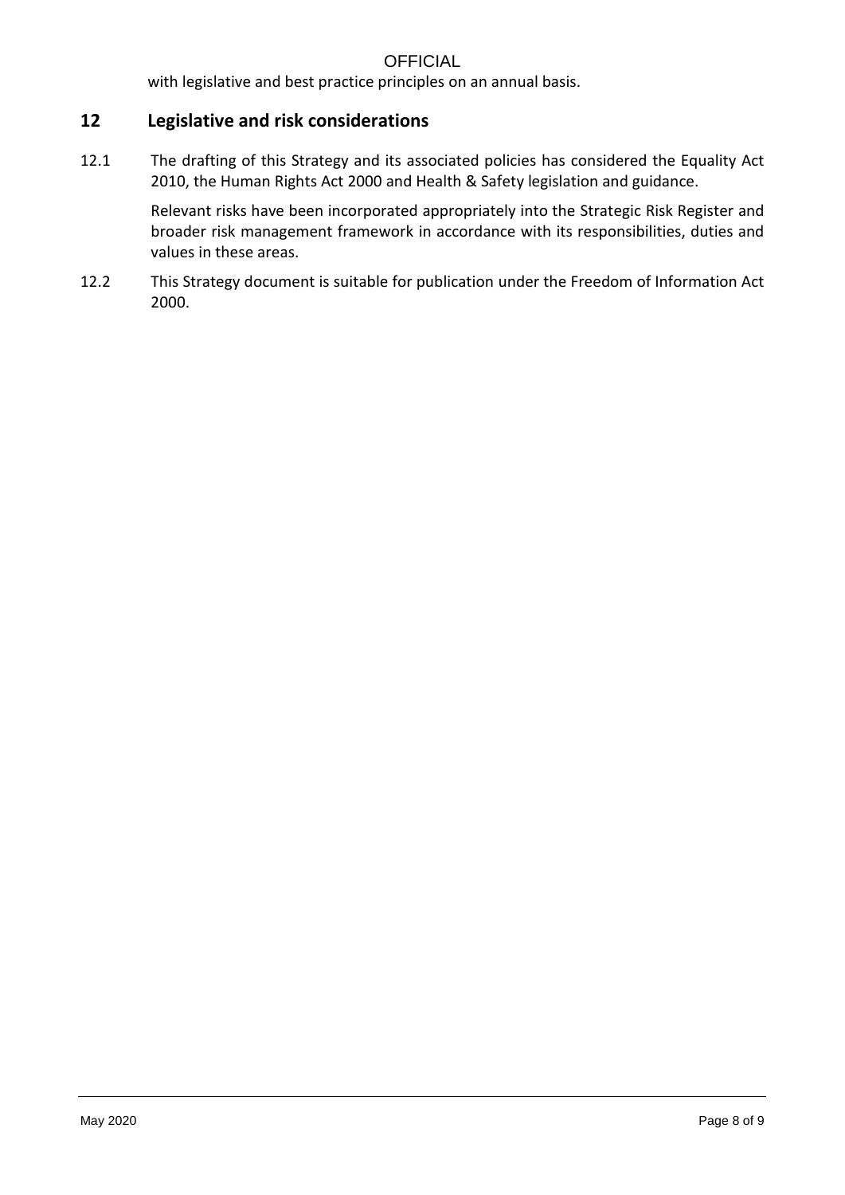with legislative and best practice principles on an annual basis.

## 12 Legislative and risk considerations

12.1 The drafting of this Strategy and its associated policies has considered the Equality Act 2010, the Human Rights Act 2000 and Health & Safety legislation and guidance.

Relevant risks have been incorporated appropriately into the Strategic Risk Register and broader risk management framework in accordance with its responsibilities, duties and values in these areas.

12.2 This Strategy document is suitable for publication under the Freedom of Information Act 2000.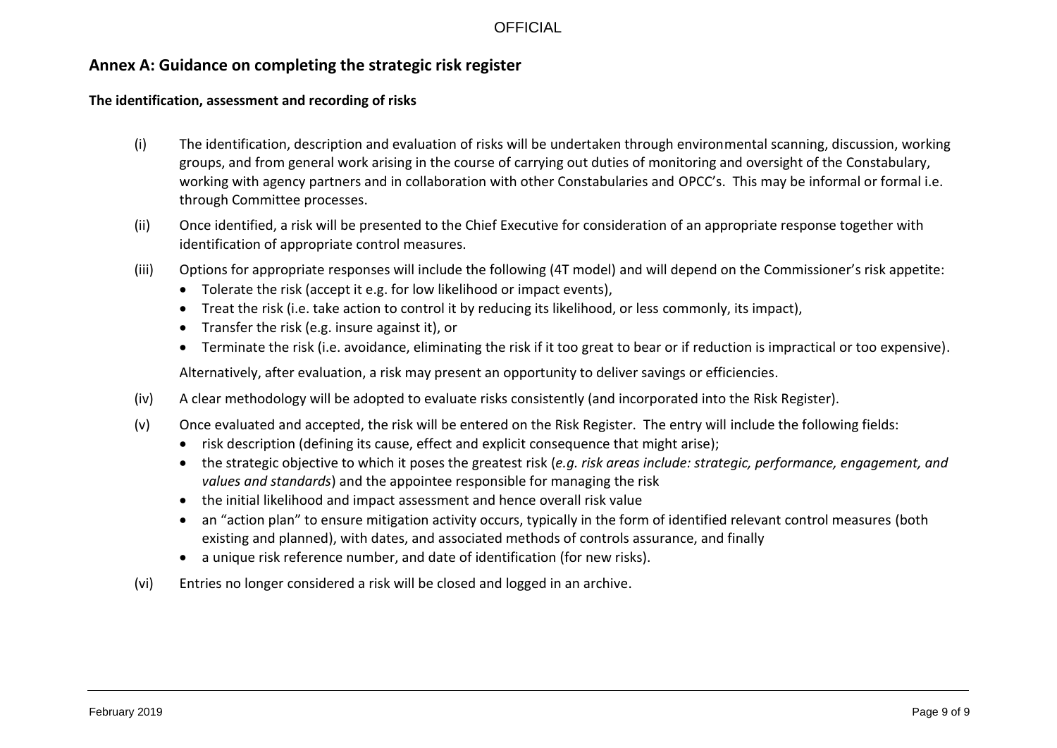## Annex A: Guidance on completing the strategic risk register

**The identification, assessment and recording of risks**

(i) The identification, description and evaluation of risks will be undertaken through environmental scanning, discussion, working groups, and from general work arising in the course of carrying out duties of monitoring and oversight of the Constabulary, working with agency partners and in collaboration with other Constabularies and OPCC's. This may be informal or formal i.e. through Committee processes.

(ii) Once identified, a risk will be presented to the Chief Executive for consideration of an appropriate response together with identification of appropriate control measures.

(iii) Options for appropriate responses will include the following (4T model) and will depend on the Commissioner's risk appetite:

- Tolerate the risk (accept it e.g. for low likelihood or impact events),
- Treat the risk (i.e. take action to control it by reducing its likelihood, or less commonly, its impact),
- Transfer the risk (e.g. insure against it), or
- Terminate the risk (i.e. avoidance, eliminating the risk if it too great to bear or if reduction is impractical or too expensive).

Alternatively, after evaluation, a risk may present an opportunity to deliver savings or efficiencies.

(iv) A clear methodology will be adopted to evaluate risks consistently (and incorporated into the Risk Register).

(v) Once evaluated and accepted, the risk will be entered on the Risk Register. The entry will include the following fields:

- risk description (defining its cause, effect and explicit consequence that might arise);
- the strategic objective to which it poses the greatest risk (*e.g. risk areas include: strategic, performance, engagement, and values and standards*) and the appointee responsible for managing the risk
- the initial likelihood and impact assessment and hence overall risk value
- an "action plan" to ensure mitigation activity occurs, typically in the form of identified relevant control measures (both existing and planned), with dates, and associated methods of controls assurance, and finally
- a unique risk reference number, and date of identification (for new risks).

(vi) Entries no longer considered a risk will be closed and logged in an archive.